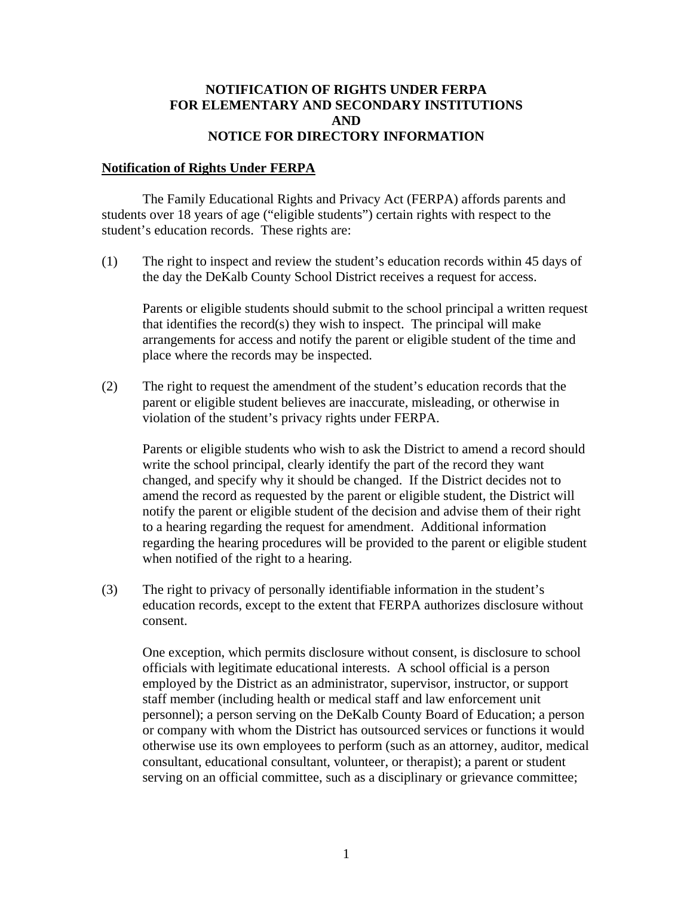# NOTIFICATION OF RIGHTS UNDER FERPA FOR ELEMENTARY AND SECONDARY INSTITUTIONS AND NOTICE FOR DIRECTORY INFORMATION

## Notification of Rights Under FERPA

The Family Educational Rights and Privacy Act (FERPA) affords parents and students over 18 years of age ("eligible students") certain rights with respect to the student's education records. These rights are:

(1) The right to inspect and review the student's education records within 45 days of the day the DeKalb County School District receives a request for access.

Parents or eligible students should submit to the school principal a written request that identifies the record(s) they wish to inspect. The principal will make arrangements for access and notify the parent or eligible student of the time and place where the records may be inspected.

(2) The right to request the amendment of the student's education records that the parent or eligible student believes are inaccurate, misleading, or otherwise in violation of the student's privacy rights under FERPA.

Parents or eligible students who wish to ask the District to amend a record should write the school principal, clearly identify the part of the record they want changed, and specify why it should be changed. If the District decides not to amend the record as requested by the parent or eligible student, the District will notify the parent or eligible student of the decision and advise them of their right to a hearing regarding the request for amendment. Additional information regarding the hearing procedures will be provided to the parent or eligible student when notified of the right to a hearing.

(3) The right to privacy of personally identifiable information in the student's education records, except to the extent that FERPA authorizes disclosure without consent.

One exception, which permits disclosure without consent, is disclosure to school officials with legitimate educational interests. A school official is a person employed by the District as an administrator, supervisor, instructor, or support staff member (including health or medical staff and law enforcement unit personnel); a person serving on the DeKalb County Board of Education; a person or company with whom the District has outsourced services or functions it would otherwise use its own employees to perform (such as an attorney, auditor, medical consultant, educational consultant, volunteer, or therapist); a parent or student serving on an official committee, such as a disciplinary or grievance committee;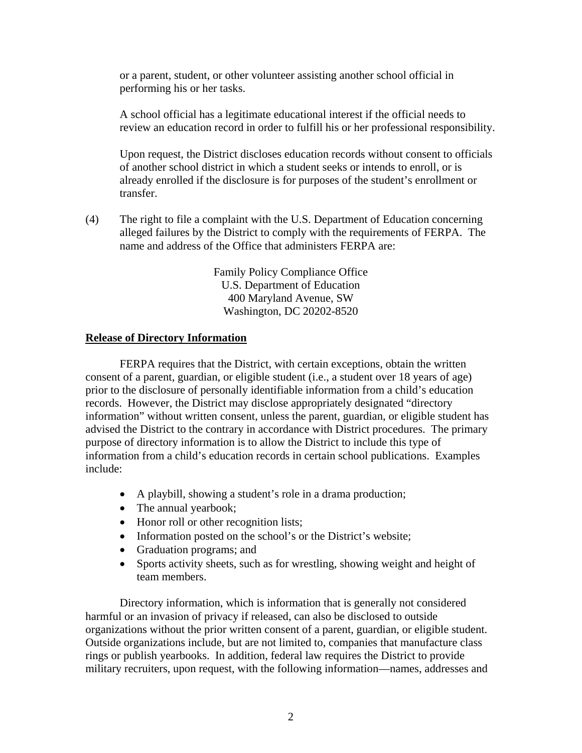or a parent, student, or other volunteer assisting another school official in performing his or her tasks.

A school official has a legitimate educational interest if the official needs to review an education record in order to fulfill his or her professional responsibility.

Upon request, the District discloses education records without consent to officials of another school district in which a student seeks or intends to enroll, or is already enrolled if the disclosure is for purposes of the student's enrollment or transfer.

(4) The right to file a complaint with the U.S. Department of Education concerning alleged failures by the District to comply with the requirements of FERPA. The name and address of the Office that administers FERPA are:

Family Policy Compliance Office
U.S. Department of Education
400 Maryland Avenue, SW
Washington, DC 20202-8520

**Release of Directory Information**

FERPA requires that the District, with certain exceptions, obtain the written consent of a parent, guardian, or eligible student (i.e., a student over 18 years of age) prior to the disclosure of personally identifiable information from a child's education records. However, the District may disclose appropriately designated "directory information" without written consent, unless the parent, guardian, or eligible student has advised the District to the contrary in accordance with District procedures. The primary purpose of directory information is to allow the District to include this type of information from a child's education records in certain school publications. Examples include:

- A playbill, showing a student's role in a drama production;
- The annual yearbook;
- Honor roll or other recognition lists;
- Information posted on the school's or the District's website;
- Graduation programs; and
- Sports activity sheets, such as for wrestling, showing weight and height of team members.

Directory information, which is information that is generally not considered harmful or an invasion of privacy if released, can also be disclosed to outside organizations without the prior written consent of a parent, guardian, or eligible student. Outside organizations include, but are not limited to, companies that manufacture class rings or publish yearbooks. In addition, federal law requires the District to provide military recruiters, upon request, with the following information—names, addresses and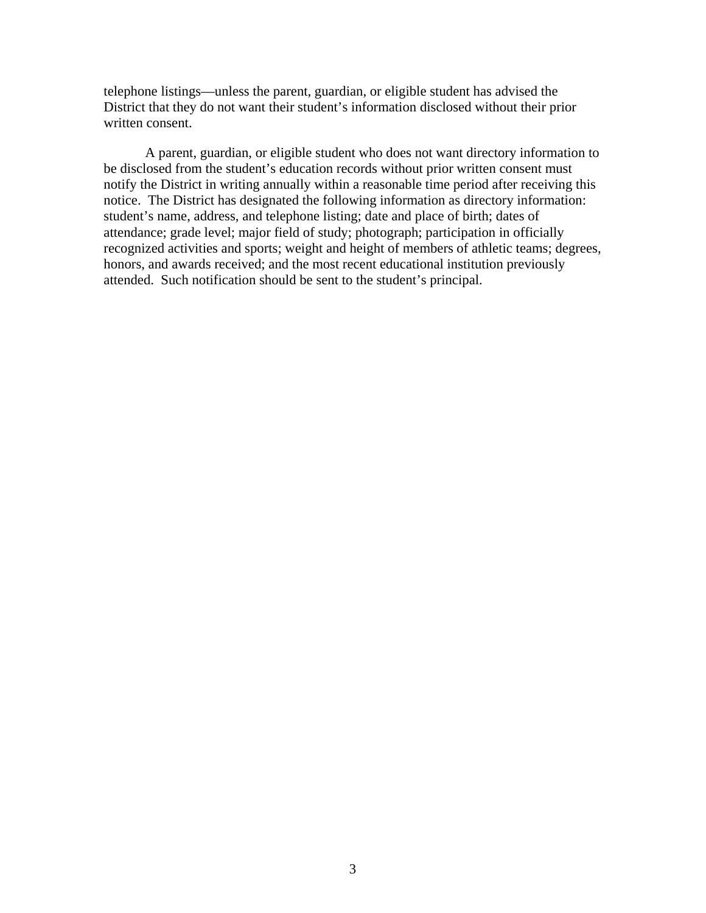telephone listings—unless the parent, guardian, or eligible student has advised the District that they do not want their student's information disclosed without their prior written consent.

A parent, guardian, or eligible student who does not want directory information to be disclosed from the student's education records without prior written consent must notify the District in writing annually within a reasonable time period after receiving this notice. The District has designated the following information as directory information: student's name, address, and telephone listing; date and place of birth; dates of attendance; grade level; major field of study; photograph; participation in officially recognized activities and sports; weight and height of members of athletic teams; degrees, honors, and awards received; and the most recent educational institution previously attended. Such notification should be sent to the student's principal.